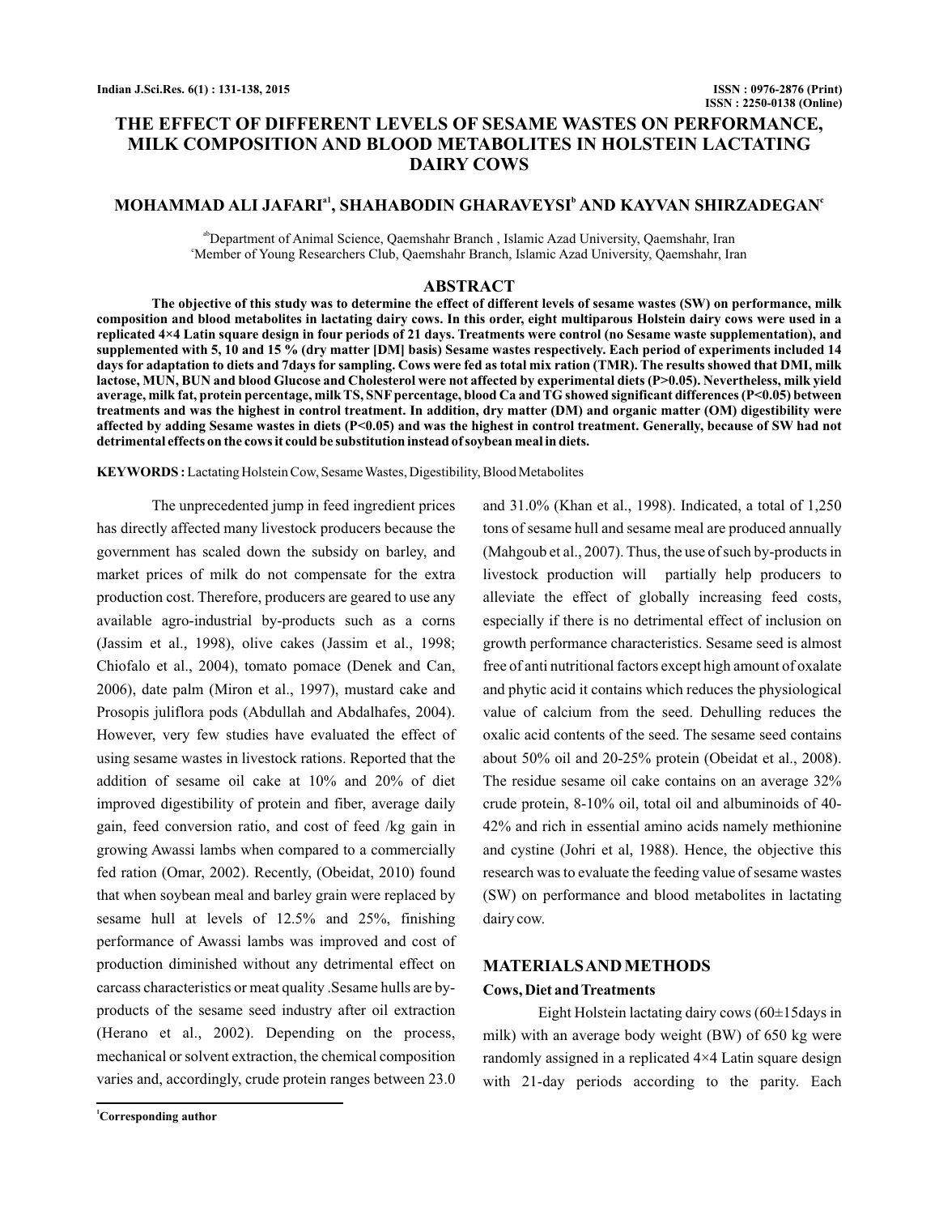# THE EFFECT OF DIFFERENT LEVELS OF SESAME WASTES ON PERFORMANCE, MILK COMPOSITION AND BLOOD METABOLITES IN HOLSTEIN LACTATING DAIRY COWS

**MOHAMMAD ALI JAFARI[a1], SHAHABODIN GHARAVEYSI[b] AND KAYVAN SHIRZADEGAN[c]**

[ab]Department of Animal Science, Qaemshahr Branch , Islamic Azad University, Qaemshahr, Iran
[c]Member of Young Researchers Club, Qaemshahr Branch, Islamic Azad University, Qaemshahr, Iran

## ABSTRACT

**The objective of this study was to determine the effect of different levels of sesame wastes (SW) on performance, milk composition and blood metabolites in lactating dairy cows. In this order, eight multiparous Holstein dairy cows were used in a replicated 4×4 Latin square design in four periods of 21 days. Treatments were control (no Sesame waste supplementation), and supplemented with 5, 10 and 15 % (dry matter [DM] basis) Sesame wastes respectively. Each period of experiments included 14 days for adaptation to diets and 7days for sampling. Cows were fed as total mix ration (TMR). The results showed that DMI, milk lactose, MUN, BUN and blood Glucose and Cholesterol were not affected by experimental diets ($P>0.05$). Nevertheless, milk yield average, milk fat, protein percentage, milk TS, SNF percentage, blood Ca and TG showed significant differences ($P<0.05$) between treatments and was the highest in control treatment. In addition, dry matter (DM) and organic matter (OM) digestibility were affected by adding Sesame wastes in diets ($P<0.05$) and was the highest in control treatment. Generally, because of SW had not detrimental effects on the cows it could be substitution instead of soybean meal in diets.**

**KEYWORDS :** Lactating Holstein Cow, Sesame Wastes, Digestibility, Blood Metabolites

The unprecedented jump in feed ingredient prices has directly affected many livestock producers because the government has scaled down the subsidy on barley, and market prices of milk do not compensate for the extra production cost. Therefore, producers are geared to use any available agro-industrial by-products such as a corns (Jassim et al., 1998), olive cakes (Jassim et al., 1998; Chiofalo et al., 2004), tomato pomace (Denek and Can, 2006), date palm (Miron et al., 1997), mustard cake and Prosopis juliflora pods (Abdullah and Abdalhafes, 2004). However, very few studies have evaluated the effect of using sesame wastes in livestock rations. Reported that the addition of sesame oil cake at 10% and 20% of diet improved digestibility of protein and fiber, average daily gain, feed conversion ratio, and cost of feed /kg gain in growing Awassi lambs when compared to a commercially fed ration (Omar, 2002). Recently, (Obeidat, 2010) found that when soybean meal and barley grain were replaced by sesame hull at levels of 12.5% and 25%, finishing performance of Awassi lambs was improved and cost of production diminished without any detrimental effect on carcass characteristics or meat quality .Sesame hulls are by-products of the sesame seed industry after oil extraction (Herano et al., 2002). Depending on the process, mechanical or solvent extraction, the chemical composition varies and, accordingly, crude protein ranges between 23.0 and 31.0% (Khan et al., 1998). Indicated, a total of 1,250 tons of sesame hull and sesame meal are produced annually (Mahgoub et al., 2007). Thus, the use of such by-products in livestock production will partially help producers to alleviate the effect of globally increasing feed costs, especially if there is no detrimental effect of inclusion on growth performance characteristics. Sesame seed is almost free of anti nutritional factors except high amount of oxalate and phytic acid it contains which reduces the physiological value of calcium from the seed. Dehulling reduces the oxalic acid contents of the seed. The sesame seed contains about 50% oil and 20-25% protein (Obeidat et al., 2008). The residue sesame oil cake contains on an average 32% crude protein, 8-10% oil, total oil and albuminoids of 40-42% and rich in essential amino acids namely methionine and cystine (Johri et al, 1988). Hence, the objective this research was to evaluate the feeding value of sesame wastes (SW) on performance and blood metabolites in lactating dairy cow.

## MATERIALS AND METHODS

### Cows, Diet and Treatments

Eight Holstein lactating dairy cows (60±15days in milk) with an average body weight (BW) of 650 kg were randomly assigned in a replicated 4×4 Latin square design with 21-day periods according to the parity. Each

[1]Corresponding author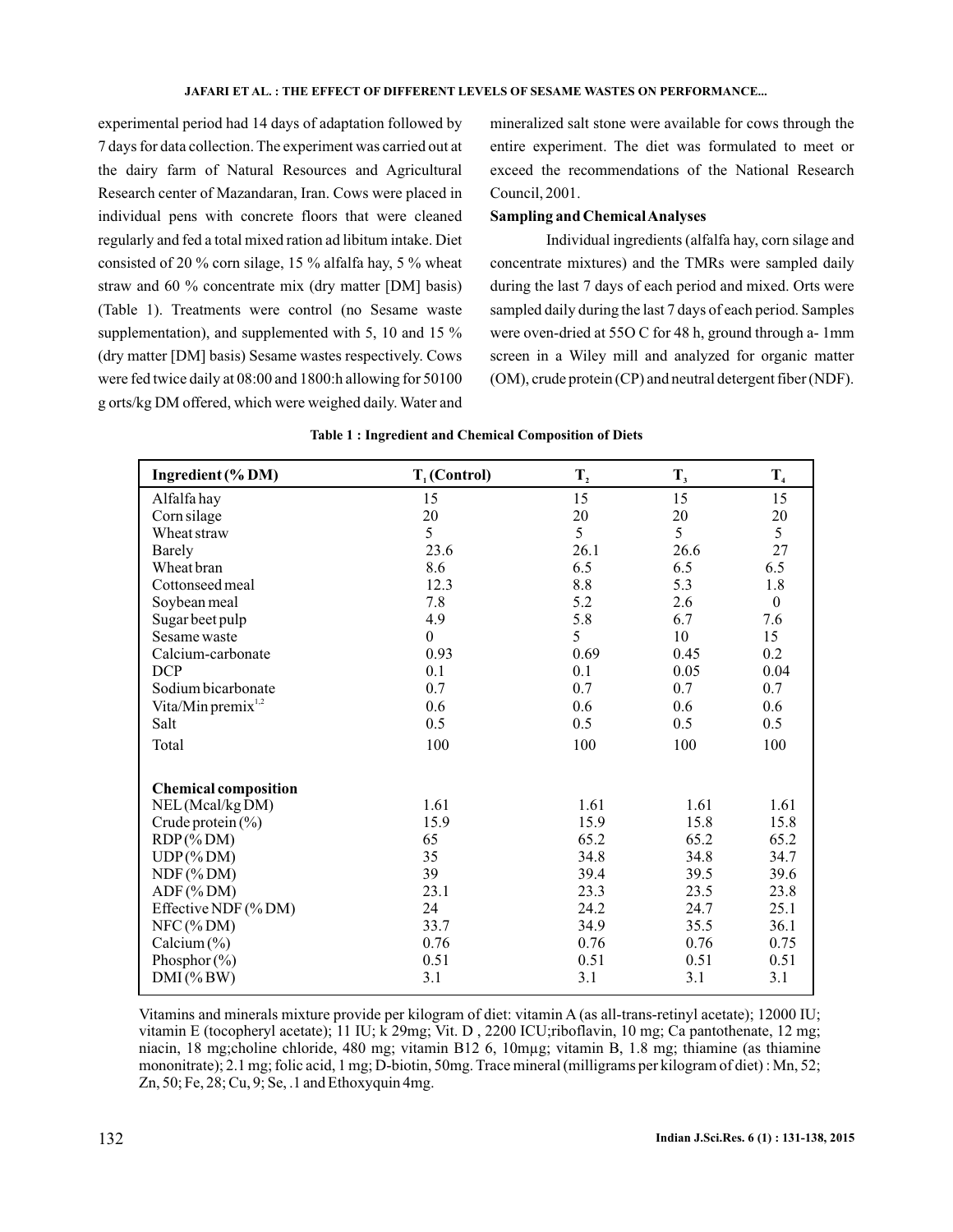experimental period had 14 days of adaptation followed by 7 days for data collection. The experiment was carried out at the dairy farm of Natural Resources and Agricultural Research center of Mazandaran, Iran. Cows were placed in individual pens with concrete floors that were cleaned regularly and fed a total mixed ration ad libitum intake. Diet consisted of 20 % corn silage, 15 % alfalfa hay, 5 % wheat straw and 60 % concentrate mix (dry matter [DM] basis) (Table 1). Treatments were control (no Sesame waste supplementation), and supplemented with 5, 10 and 15 % (dry matter [DM] basis) Sesame wastes respectively. Cows were fed twice daily at 08:00 and 1800:h allowing for 50100 g orts/kg DM offered, which were weighed daily. Water and mineralized salt stone were available for cows through the entire experiment. The diet was formulated to meet or exceed the recommendations of the National Research Council, 2001.

**Sampling and Chemical Analyses**

Individual ingredients (alfalfa hay, corn silage and concentrate mixtures) and the TMRs were sampled daily during the last 7 days of each period and mixed. Orts were sampled daily during the last 7 days of each period. Samples were oven-dried at 55O C for 48 h, ground through a- 1mm screen in a Wiley mill and analyzed for organic matter (OM), crude protein (CP) and neutral detergent fiber (NDF).

**Table 1 : Ingredient and Chemical Composition of Diets**

| Ingredient (% DM) | $T_1$ (Control) | $T_2$ | $T_3$ | $T_4$ |
|---|---|---|---|---|
| Alfalfa hay | 15 | 15 | 15 | 15 |
| Corn silage | 20 | 20 | 20 | 20 |
| Wheat straw | 5 | 5 | 5 | 5 |
| Barely | 23.6 | 26.1 | 26.6 | 27 |
| Wheat bran | 8.6 | 6.5 | 6.5 | 6.5 |
| Cottonseed meal | 12.3 | 8.8 | 5.3 | 1.8 |
| Soybean meal | 7.8 | 5.2 | 2.6 | 0 |
| Sugar beet pulp | 4.9 | 5.8 | 6.7 | 7.6 |
| Sesame waste | 0 | 5 | 10 | 15 |
| Calcium-carbonate | 0.93 | 0.69 | 0.45 | 0.2 |
| DCP | 0.1 | 0.1 | 0.05 | 0.04 |
| Sodium bicarbonate | 0.7 | 0.7 | 0.7 | 0.7 |
| Vita/Min premix[1,2] | 0.6 | 0.6 | 0.6 | 0.6 |
| Salt | 0.5 | 0.5 | 0.5 | 0.5 |
| Total | 100 | 100 | 100 | 100 |
| **Chemical composition** | | | | |
| NEL (Mcal/kg DM) | 1.61 | 1.61 | 1.61 | 1.61 |
| Crude protein (%) | 15.9 | 15.9 | 15.8 | 15.8 |
| RDP (% DM) | 65 | 65.2 | 65.2 | 65.2 |
| UDP (% DM) | 35 | 34.8 | 34.8 | 34.7 |
| NDF (% DM) | 39 | 39.4 | 39.5 | 39.6 |
| ADF (% DM) | 23.1 | 23.3 | 23.5 | 23.8 |
| Effective NDF (% DM) | 24 | 24.2 | 24.7 | 25.1 |
| NFC (% DM) | 33.7 | 34.9 | 35.5 | 36.1 |
| Calcium (%) | 0.76 | 0.76 | 0.76 | 0.75 |
| Phosphor (%) | 0.51 | 0.51 | 0.51 | 0.51 |
| DMI (% BW) | 3.1 | 3.1 | 3.1 | 3.1 |

Vitamins and minerals mixture provide per kilogram of diet: vitamin A (as all-trans-retinyl acetate); 12000 IU; vitamin E (tocopheryl acetate); 11 IU; k 29mg; Vit. D , 2200 ICU;riboflavin, 10 mg; Ca pantothenate, 12 mg; niacin, 18 mg;choline chloride, 480 mg; vitamin B12 6, 10mµg; vitamin B, 1.8 mg; thiamine (as thiamine mononitrate); 2.1 mg; folic acid, 1 mg; D-biotin, 50mg. Trace mineral (milligrams per kilogram of diet) : Mn, 52; Zn, 50; Fe, 28; Cu, 9; Se, .1 and Ethoxyquin 4mg.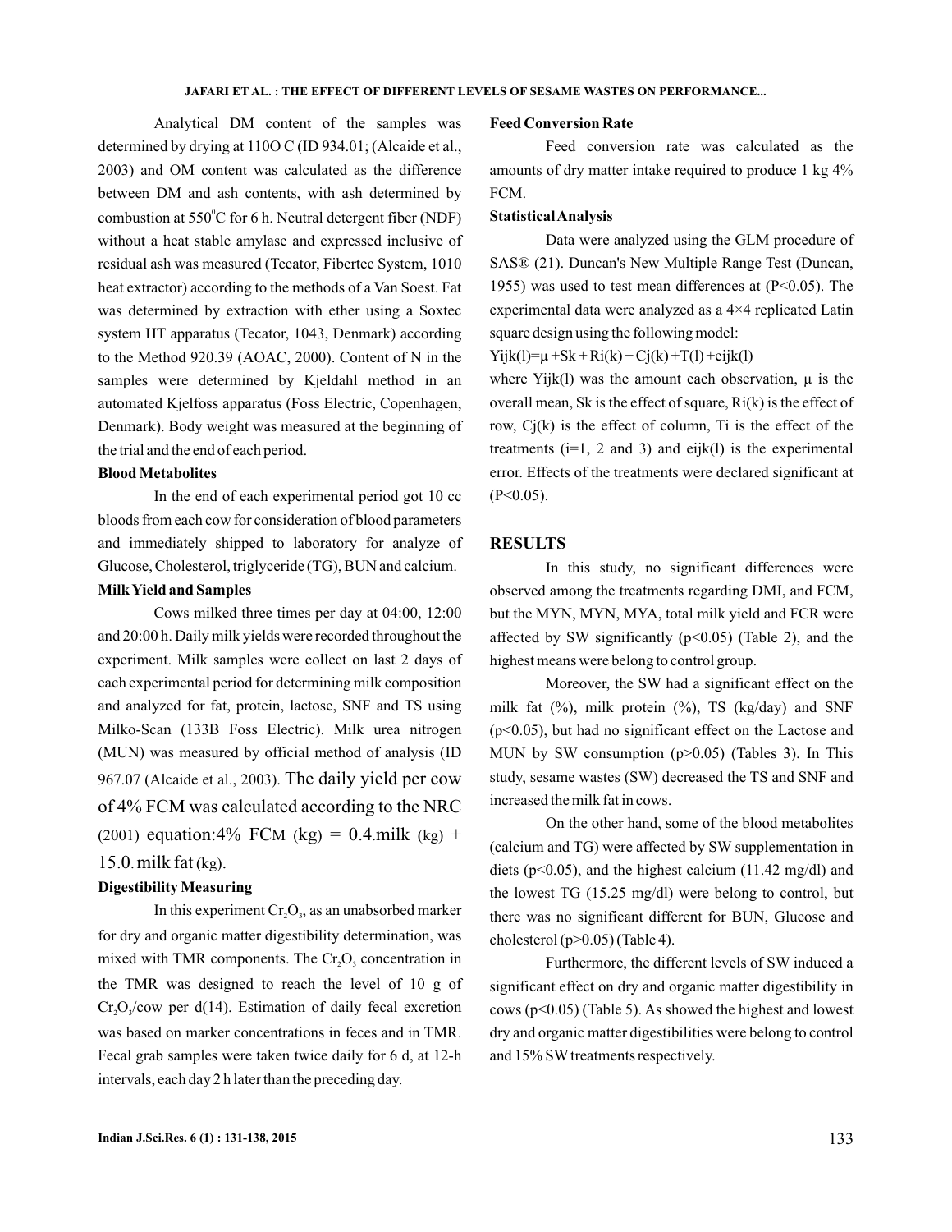Analytical DM content of the samples was determined by drying at 110O C (ID 934.01; (Alcaide et al., 2003) and OM content was calculated as the difference between DM and ash contents, with ash determined by combustion at 550°C for 6 h. Neutral detergent fiber (NDF) without a heat stable amylase and expressed inclusive of residual ash was measured (Tecator, Fibertec System, 1010 heat extractor) according to the methods of a Van Soest. Fat was determined by extraction with ether using a Soxtec system HT apparatus (Tecator, 1043, Denmark) according to the Method 920.39 (AOAC, 2000). Content of N in the samples were determined by Kjeldahl method in an automated Kjelfoss apparatus (Foss Electric, Copenhagen, Denmark). Body weight was measured at the beginning of the trial and the end of each period.

**Blood Metabolites**

In the end of each experimental period got 10 cc bloods from each cow for consideration of blood parameters and immediately shipped to laboratory for analyze of Glucose, Cholesterol, triglyceride (TG), BUN and calcium.

**Milk Yield and Samples**

Cows milked three times per day at 04:00, 12:00 and 20:00 h. Daily milk yields were recorded throughout the experiment. Milk samples were collect on last 2 days of each experimental period for determining milk composition and analyzed for fat, protein, lactose, SNF and TS using Milko-Scan (133B Foss Electric). Milk urea nitrogen (MUN) was measured by official method of analysis (ID 967.07 (Alcaide et al., 2003). The daily yield per cow of 4% FCM was calculated according to the NRC (2001) equation:4% FCM (kg) = 0.4.milk (kg) + 15.0. milk fat (kg).

**Digestibility Measuring**

In this experiment $Cr_2O_3$, as an unabsorbed marker for dry and organic matter digestibility determination, was mixed with TMR components. The $Cr_2O_3$ concentration in the TMR was designed to reach the level of 10 g of $Cr_2O_3$/cow per d(14). Estimation of daily fecal excretion was based on marker concentrations in feces and in TMR. Fecal grab samples were taken twice daily for 6 d, at 12-h intervals, each day 2 h later than the preceding day.

**Feed Conversion Rate**

Feed conversion rate was calculated as the amounts of dry matter intake required to produce 1 kg 4% FCM.

**Statistical Analysis**

Data were analyzed using the GLM procedure of SAS® (21). Duncan's New Multiple Range Test (Duncan, 1955) was used to test mean differences at ($P<0.05$). The experimental data were analyzed as a 4×4 replicated Latin square design using the following model:

$$Y_{ijk(l)}=\mu + S_k + R_{i(k)} + C_{j(k)} + T_{(l)} + e_{ijk(l)}$$

where $Y_{ijk(l)}$ was the amount each observation, $\mu$ is the overall mean, $S_k$ is the effect of square, $R_{i(k)}$ is the effect of row, $C_{j(k)}$ is the effect of column, $T_i$ is the effect of the treatments (i=1, 2 and 3) and $e_{ijk(l)}$ is the experimental error. Effects of the treatments were declared significant at ($P<0.05$).

## RESULTS

In this study, no significant differences were observed among the treatments regarding DMI, and FCM, but the MYN, MYN, MYA, total milk yield and FCR were affected by SW significantly ($p<0.05$) (Table 2), and the highest means were belong to control group.

Moreover, the SW had a significant effect on the milk fat (%), milk protein (%), TS (kg/day) and SNF ($p<0.05$), but had no significant effect on the Lactose and MUN by SW consumption ($p>0.05$) (Tables 3). In This study, sesame wastes (SW) decreased the TS and SNF and increased the milk fat in cows.

On the other hand, some of the blood metabolites (calcium and TG) were affected by SW supplementation in diets ($p<0.05$), and the highest calcium (11.42 mg/dl) and the lowest TG (15.25 mg/dl) were belong to control, but there was no significant different for BUN, Glucose and cholesterol ($p>0.05$) (Table 4).

Furthermore, the different levels of SW induced a significant effect on dry and organic matter digestibility in cows ($p<0.05$) (Table 5). As showed the highest and lowest dry and organic matter digestibilities were belong to control and 15% SW treatments respectively.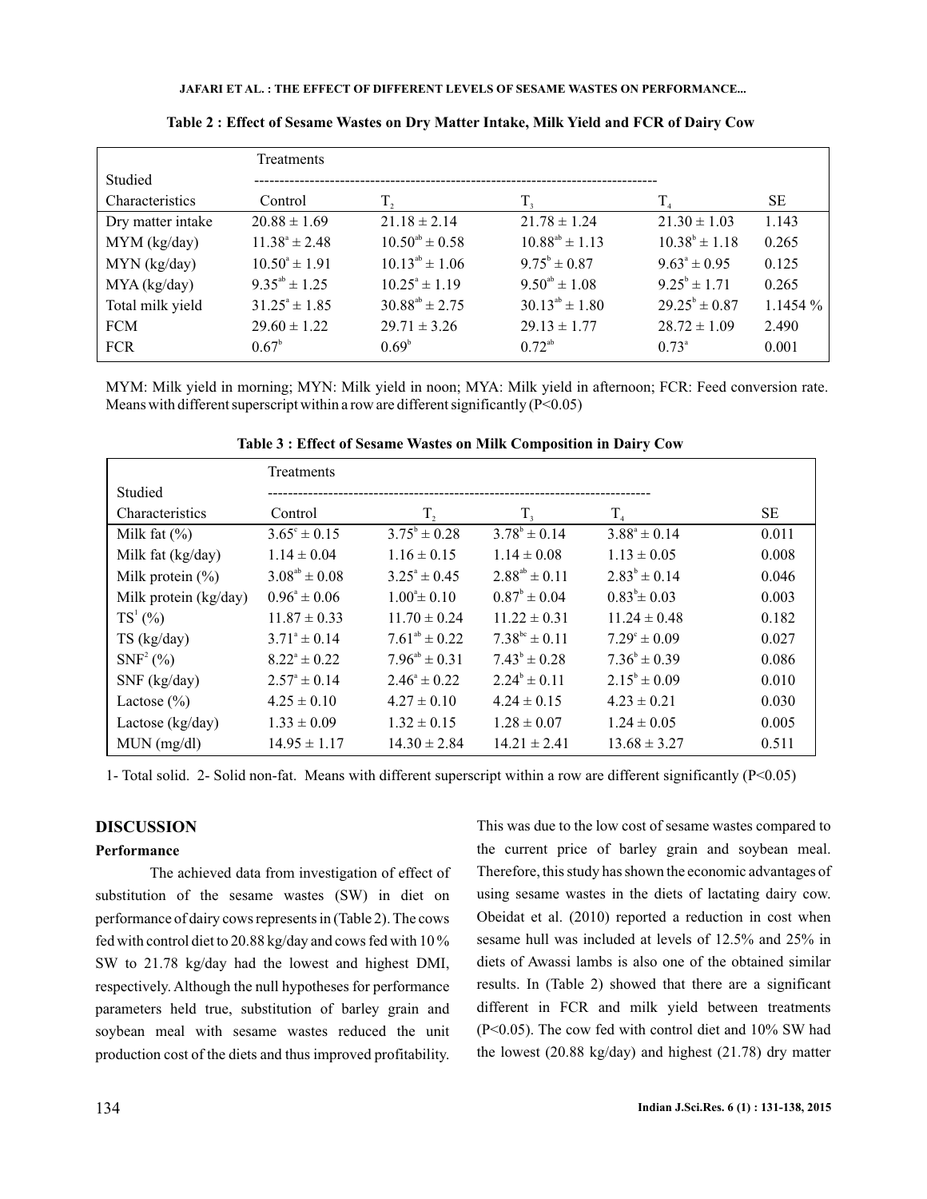**Table 2 : Effect of Sesame Wastes on Dry Matter Intake, Milk Yield and FCR of Dairy Cow**

| Studied Characteristics | Treatments | | | | |
|---|---|---|---|---|---|
| | Control | $T_2$ | $T_3$ | $T_4$ | SE |
| Dry matter intake | 20.88 ± 1.69 | 21.18 ± 2.14 | 21.78 ± 1.24 | 21.30 ± 1.03 | 1.143 |
| MYM (kg/day) | $11.38^{a}$ ± 2.48 | $10.50^{ab}$ ± 0.58 | $10.88^{ab}$ ± 1.13 | $10.38^{b}$ ± 1.18 | 0.265 |
| MYN (kg/day) | $10.50^{a}$ ± 1.91 | $10.13^{ab}$ ± 1.06 | $9.75^{b}$ ± 0.87 | $9.63^{a}$ ± 0.95 | 0.125 |
| MYA (kg/day) | $9.35^{ab}$ ± 1.25 | $10.25^{a}$ ± 1.19 | $9.50^{ab}$ ± 1.08 | $9.25^{b}$ ± 1.71 | 0.265 |
| Total milk yield | $31.25^{a}$ ± 1.85 | $30.88^{ab}$ ± 2.75 | $30.13^{ab}$ ± 1.80 | $29.25^{b}$ ± 0.87 | 1.1454 % |
| FCM | 29.60 ± 1.22 | 29.71 ± 3.26 | 29.13 ± 1.77 | 28.72 ± 1.09 | 2.490 |
| FCR | $0.67^{b}$ | $0.69^{b}$ | $0.72^{ab}$ | $0.73^{a}$ | 0.001 |

MYM: Milk yield in morning; MYN: Milk yield in noon; MYA: Milk yield in afternoon; FCR: Feed conversion rate. Means with different superscript within a row are different significantly ($P<0.05$)

**Table 3 : Effect of Sesame Wastes on Milk Composition in Dairy Cow**

| Studied Characteristics | Treatments | | | | |
|---|---|---|---|---|---|
| | Control | $T_2$ | $T_3$ | $T_4$ | SE |
| Milk fat (%) | $3.65^{c}$ ± 0.15 | $3.75^{b}$ ± 0.28 | $3.78^{b}$ ± 0.14 | $3.88^{a}$ ± 0.14 | 0.011 |
| Milk fat (kg/day) | 1.14 ± 0.04 | 1.16 ± 0.15 | 1.14 ± 0.08 | 1.13 ± 0.05 | 0.008 |
| Milk protein (%) | $3.08^{ab}$ ± 0.08 | $3.25^{a}$ ± 0.45 | $2.88^{ab}$ ± 0.11 | $2.83^{b}$ ± 0.14 | 0.046 |
| Milk protein (kg/day) | $0.96^{a}$ ± 0.06 | $1.00^{a}$ ± 0.10 | $0.87^{b}$ ± 0.04 | $0.83^{b}$ ± 0.03 | 0.003 |
| TS[1] (%) | 11.87 ± 0.33 | 11.70 ± 0.24 | 11.22 ± 0.31 | 11.24 ± 0.48 | 0.182 |
| TS (kg/day) | $3.71^{a}$ ± 0.14 | $7.61^{ab}$ ± 0.22 | $7.38^{bc}$ ± 0.11 | $7.29^{c}$ ± 0.09 | 0.027 |
| SNF[2] (%) | $8.22^{a}$ ± 0.22 | $7.96^{ab}$ ± 0.31 | $7.43^{b}$ ± 0.28 | $7.36^{b}$ ± 0.39 | 0.086 |
| SNF (kg/day) | $2.57^{a}$ ± 0.14 | $2.46^{a}$ ± 0.22 | $2.24^{b}$ ± 0.11 | $2.15^{b}$ ± 0.09 | 0.010 |
| Lactose (%) | 4.25 ± 0.10 | 4.27 ± 0.10 | 4.24 ± 0.15 | 4.23 ± 0.21 | 0.030 |
| Lactose (kg/day) | 1.33 ± 0.09 | 1.32 ± 0.15 | 1.28 ± 0.07 | 1.24 ± 0.05 | 0.005 |
| MUN (mg/dl) | 14.95 ± 1.17 | 14.30 ± 2.84 | 14.21 ± 2.41 | 13.68 ± 3.27 | 0.511 |

1- Total solid. 2- Solid non-fat. Means with different superscript within a row are different significantly ($P<0.05$)

## DISCUSSION

### Performance

The achieved data from investigation of effect of substitution of the sesame wastes (SW) in diet on performance of dairy cows represents in (Table 2). The cows fed with control diet to 20.88 kg/day and cows fed with 10 % SW to 21.78 kg/day had the lowest and highest DMI, respectively. Although the null hypotheses for performance parameters held true, substitution of barley grain and soybean meal with sesame wastes reduced the unit production cost of the diets and thus improved profitability. This was due to the low cost of sesame wastes compared to the current price of barley grain and soybean meal. Therefore, this study has shown the economic advantages of using sesame wastes in the diets of lactating dairy cow. Obeidat et al. (2010) reported a reduction in cost when sesame hull was included at levels of 12.5% and 25% in diets of Awassi lambs is also one of the obtained similar results. In (Table 2) showed that there are a significant different in FCR and milk yield between treatments ($P<0.05$). The cow fed with control diet and 10% SW had the lowest (20.88 kg/day) and highest (21.78) dry matter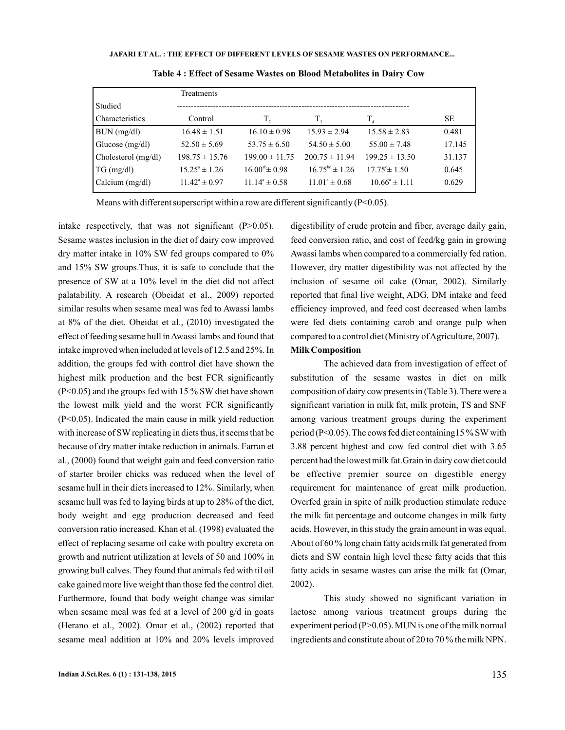**Table 4 : Effect of Sesame Wastes on Blood Metabolites in Dairy Cow**

| Studied Characteristics | Treatments | | | | SE |
|---|---|---|---|---|---|
| | Control | $T_2$ | $T_3$ | $T_4$ | |
| BUN (mg/dl) | 16.48 ± 1.51 | 16.10 ± 0.98 | 15.93 ± 2.94 | 15.58 ± 2.83 | 0.481 |
| Glucose (mg/dl) | 52.50 ± 5.69 | 53.75 ± 6.50 | 54.50 ± 5.00 | 55.00 ± 7.48 | 17.145 |
| Cholesterol (mg/dl) | 198.75 ± 15.76 | 199.00 ± 11.75 | 200.75 ± 11.94 | 199.25 ± 13.50 | 31.137 |
| TG (mg/dl) | $15.25^{a}$ ± 1.26 | $16.00^{ab}$ ± 0.98 | $16.75^{bc}$ ± 1.26 | $17.75^{c}$ ± 1.50 | 0.645 |
| Calcium (mg/dl) | $11.42^{a}$ ± 0.97 | $11.14^{a}$ ± 0.58 | $11.01^{a}$ ± 0.68 | $10.66^{a}$ ± 1.11 | 0.629 |

Means with different superscript within a row are different significantly ($P<0.05$).

intake respectively, that was not significant ($P>0.05$). Sesame wastes inclusion in the diet of dairy cow improved dry matter intake in 10% SW fed groups compared to 0% and 15% SW groups.Thus, it is safe to conclude that the presence of SW at a 10% level in the diet did not affect palatability. A research (Obeidat et al., 2009) reported similar results when sesame meal was fed to Awassi lambs at 8% of the diet. Obeidat et al., (2010) investigated the effect of feeding sesame hull in Awassi lambs and found that intake improved when included at levels of 12.5 and 25%. In addition, the groups fed with control diet have shown the highest milk production and the best FCR significantly ($P<0.05$) and the groups fed with 15 % SW diet have shown the lowest milk yield and the worst FCR significantly ($P<0.05$). Indicated the main cause in milk yield reduction with increase of SW replicating in diets thus, it seems that be because of dry matter intake reduction in animals. Farran et al., (2000) found that weight gain and feed conversion ratio of starter broiler chicks was reduced when the level of sesame hull in their diets increased to 12%. Similarly, when sesame hull was fed to laying birds at up to 28% of the diet, body weight and egg production decreased and feed conversion ratio increased. Khan et al. (1998) evaluated the effect of replacing sesame oil cake with poultry excreta on growth and nutrient utilization at levels of 50 and 100% in growing bull calves. They found that animals fed with til oil cake gained more live weight than those fed the control diet. Furthermore, found that body weight change was similar when sesame meal was fed at a level of 200 g/d in goats (Herano et al., 2002). Omar et al., (2002) reported that sesame meal addition at 10% and 20% levels improved digestibility of crude protein and fiber, average daily gain, feed conversion ratio, and cost of feed/kg gain in growing Awassi lambs when compared to a commercially fed ration. However, dry matter digestibility was not affected by the inclusion of sesame oil cake (Omar, 2002). Similarly reported that final live weight, ADG, DM intake and feed efficiency improved, and feed cost decreased when lambs were fed diets containing carob and orange pulp when compared to a control diet (Ministry of Agriculture, 2007).

**Milk Composition**

The achieved data from investigation of effect of substitution of the sesame wastes in diet on milk composition of dairy cow presents in (Table 3). There were a significant variation in milk fat, milk protein, TS and SNF among various treatment groups during the experiment period ($P<0.05$). The cows fed diet containing15 % SW with 3.88 percent highest and cow fed control diet with 3.65 percent had the lowest milk fat.Grain in dairy cow diet could be effective premier source on digestible energy requirement for maintenance of great milk production. Overfed grain in spite of milk production stimulate reduce the milk fat percentage and outcome changes in milk fatty acids. However, in this study the grain amount in was equal. About of 60 % long chain fatty acids milk fat generated from diets and SW contain high level these fatty acids that this fatty acids in sesame wastes can arise the milk fat (Omar, 2002).

This study showed no significant variation in lactose among various treatment groups during the experiment period ($P>0.05$). MUN is one of the milk normal ingredients and constitute about of 20 to 70 % the milk NPN.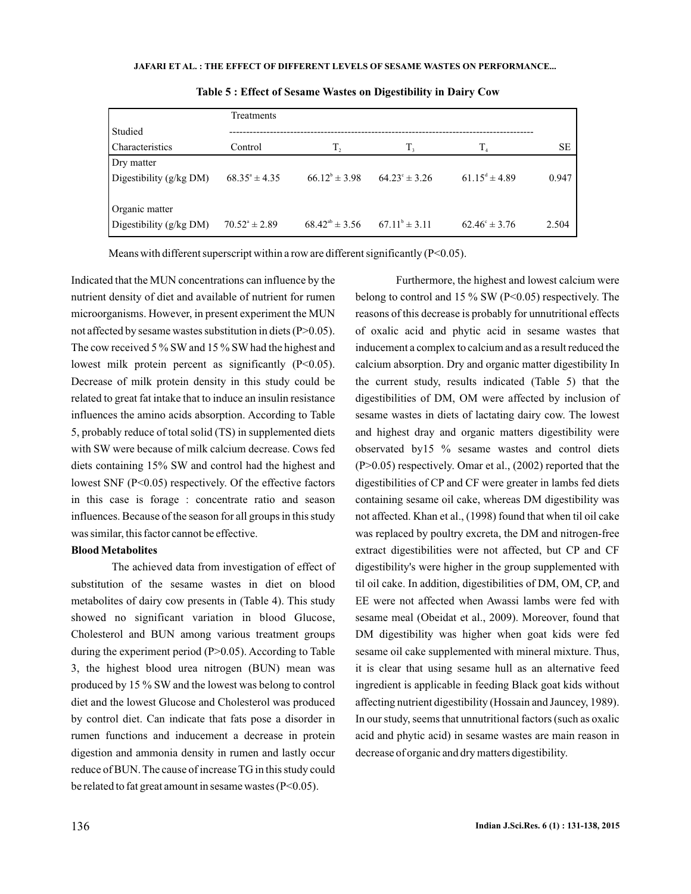**Table 5 : Effect of Sesame Wastes on Digestibility in Dairy Cow**

| Studied Characteristics | Treatments | | | | |
|---|---|---|---|---|---|
| | Control | $T_2$ | $T_3$ | $T_4$ | SE |
| Dry matter Digestibility (g/kg DM) | $68.35^a \pm 4.35$ | $66.12^b \pm 3.98$ | $64.23^c \pm 3.26$ | $61.15^d \pm 4.89$ | 0.947 |
| Organic matter Digestibility (g/kg DM) | $70.52^a \pm 2.89$ | $68.42^{ab} \pm 3.56$ | $67.11^b \pm 3.11$ | $62.46^c \pm 3.76$ | 2.504 |

Means with different superscript within a row are different significantly ($P<0.05$).

Indicated that the MUN concentrations can influence by the nutrient density of diet and available of nutrient for rumen microorganisms. However, in present experiment the MUN not affected by sesame wastes substitution in diets ($P>0.05$). The cow received 5 % SW and 15 % SW had the highest and lowest milk protein percent as significantly ($P<0.05$). Decrease of milk protein density in this study could be related to great fat intake that to induce an insulin resistance influences the amino acids absorption. According to Table 5, probably reduce of total solid (TS) in supplemented diets with SW were because of milk calcium decrease. Cows fed diets containing 15% SW and control had the highest and lowest SNF ($P<0.05$) respectively. Of the effective factors in this case is forage : concentrate ratio and season influences. Because of the season for all groups in this study was similar, this factor cannot be effective.

**Blood Metabolites**

The achieved data from investigation of effect of substitution of the sesame wastes in diet on blood metabolites of dairy cow presents in (Table 4). This study showed no significant variation in blood Glucose, Cholesterol and BUN among various treatment groups during the experiment period ($P>0.05$). According to Table 3, the highest blood urea nitrogen (BUN) mean was produced by 15 % SW and the lowest was belong to control diet and the lowest Glucose and Cholesterol was produced by control diet. Can indicate that fats pose a disorder in rumen functions and inducement a decrease in protein digestion and ammonia density in rumen and lastly occur reduce of BUN. The cause of increase TG in this study could be related to fat great amount in sesame wastes ($P<0.05$).

Furthermore, the highest and lowest calcium were belong to control and 15 % SW ($P<0.05$) respectively. The reasons of this decrease is probably for unnutritional effects of oxalic acid and phytic acid in sesame wastes that inducement a complex to calcium and as a result reduced the calcium absorption. Dry and organic matter digestibility In the current study, results indicated (Table 5) that the digestibilities of DM, OM were affected by inclusion of sesame wastes in diets of lactating dairy cow. The lowest and highest dray and organic matters digestibility were observed by15 % sesame wastes and control diets ($P>0.05$) respectively. Omar et al., (2002) reported that the digestibilities of CP and CF were greater in lambs fed diets containing sesame oil cake, whereas DM digestibility was not affected. Khan et al., (1998) found that when til oil cake was replaced by poultry excreta, the DM and nitrogen-free extract digestibilities were not affected, but CP and CF digestibility's were higher in the group supplemented with til oil cake. In addition, digestibilities of DM, OM, CP, and EE were not affected when Awassi lambs were fed with sesame meal (Obeidat et al., 2009). Moreover, found that DM digestibility was higher when goat kids were fed sesame oil cake supplemented with mineral mixture. Thus, it is clear that using sesame hull as an alternative feed ingredient is applicable in feeding Black goat kids without affecting nutrient digestibility (Hossain and Jauncey, 1989). In our study, seems that unnutritional factors (such as oxalic acid and phytic acid) in sesame wastes are main reason in decrease of organic and dry matters digestibility.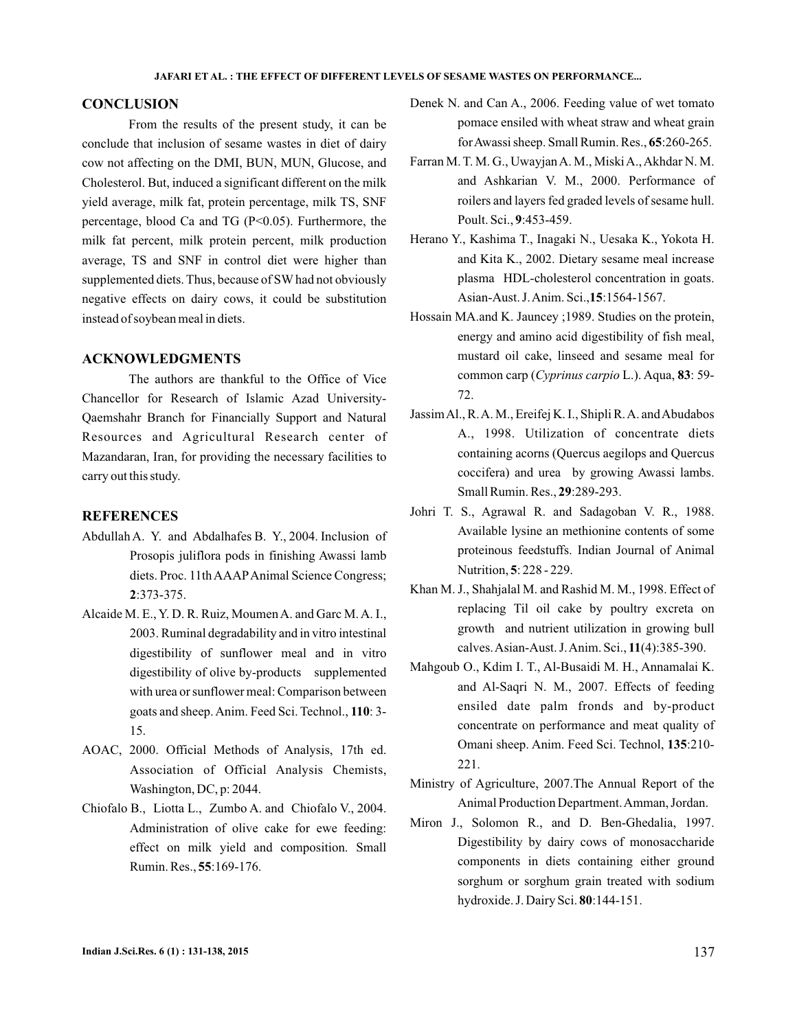## CONCLUSION

From the results of the present study, it can be conclude that inclusion of sesame wastes in diet of dairy cow not affecting on the DMI, BUN, MUN, Glucose, and Cholesterol. But, induced a significant different on the milk yield average, milk fat, protein percentage, milk TS, SNF percentage, blood Ca and TG ($P<0.05$). Furthermore, the milk fat percent, milk protein percent, milk production average, TS and SNF in control diet were higher than supplemented diets. Thus, because of SW had not obviously negative effects on dairy cows, it could be substitution instead of soybean meal in diets.

## ACKNOWLEDGMENTS

The authors are thankful to the Office of Vice Chancellor for Research of Islamic Azad University-Qaemshahr Branch for Financially Support and Natural Resources and Agricultural Research center of Mazandaran, Iran, for providing the necessary facilities to carry out this study.

## REFERENCES

Abdullah A. Y. and Abdalhafes B. Y., 2004. Inclusion of Prosopis juliflora pods in finishing Awassi lamb diets. Proc. 11th AAAP Animal Science Congress; **2**:373-375.

Alcaide M. E., Y. D. R. Ruiz, Moumen A. and Garc M. A. I., 2003. Ruminal degradability and in vitro intestinal digestibility of sunflower meal and in vitro digestibility of olive by-products supplemented with urea or sunflower meal: Comparison between goats and sheep. Anim. Feed Sci. Technol., **110**: 3-15.

AOAC, 2000. Official Methods of Analysis, 17th ed. Association of Official Analysis Chemists, Washington, DC, p: 2044.

Chiofalo B., Liotta L., Zumbo A. and Chiofalo V., 2004. Administration of olive cake for ewe feeding: effect on milk yield and composition. Small Rumin. Res., **55**:169-176.

Denek N. and Can A., 2006. Feeding value of wet tomato pomace ensiled with wheat straw and wheat grain for Awassi sheep. Small Rumin. Res., **65**:260-265.

Farran M. T. M. G., Uwayjan A. M., Miski A., Akhdar N. M. and Ashkarian V. M., 2000. Performance of roilers and layers fed graded levels of sesame hull. Poult. Sci., **9**:453-459.

Herano Y., Kashima T., Inagaki N., Uesaka K., Yokota H. and Kita K., 2002. Dietary sesame meal increase plasma HDL-cholesterol concentration in goats. Asian-Aust. J. Anim. Sci.,**15**:1564-1567.

Hossain MA.and K. Jauncey ;1989. Studies on the protein, energy and amino acid digestibility of fish meal, mustard oil cake, linseed and sesame meal for common carp (*Cyprinus carpio* L.). Aqua, **83**: 59-72.

Jassim Al., R. A. M., Ereifej K. I., Shipli R. A. and Abudabos A., 1998. Utilization of concentrate diets containing acorns (Quercus aegilops and Quercus coccifera) and urea by growing Awassi lambs. Small Rumin. Res., **29**:289-293.

Johri T. S., Agrawal R. and Sadagoban V. R., 1988. Available lysine an methionine contents of some proteinous feedstuffs. Indian Journal of Animal Nutrition, **5**: 228 - 229.

Khan M. J., Shahjalal M. and Rashid M. M., 1998. Effect of replacing Til oil cake by poultry excreta on growth and nutrient utilization in growing bull calves. Asian-Aust. J. Anim. Sci., **11**(4):385-390.

Mahgoub O., Kdim I. T., Al-Busaidi M. H., Annamalai K. and Al-Saqri N. M., 2007. Effects of feeding ensiled date palm fronds and by-product concentrate on performance and meat quality of Omani sheep. Anim. Feed Sci. Technol, **135**:210-221.

Ministry of Agriculture, 2007.The Annual Report of the Animal Production Department. Amman, Jordan.

Miron J., Solomon R., and D. Ben-Ghedalia, 1997. Digestibility by dairy cows of monosaccharide components in diets containing either ground sorghum or sorghum grain treated with sodium hydroxide. J. Dairy Sci. **80**:144-151.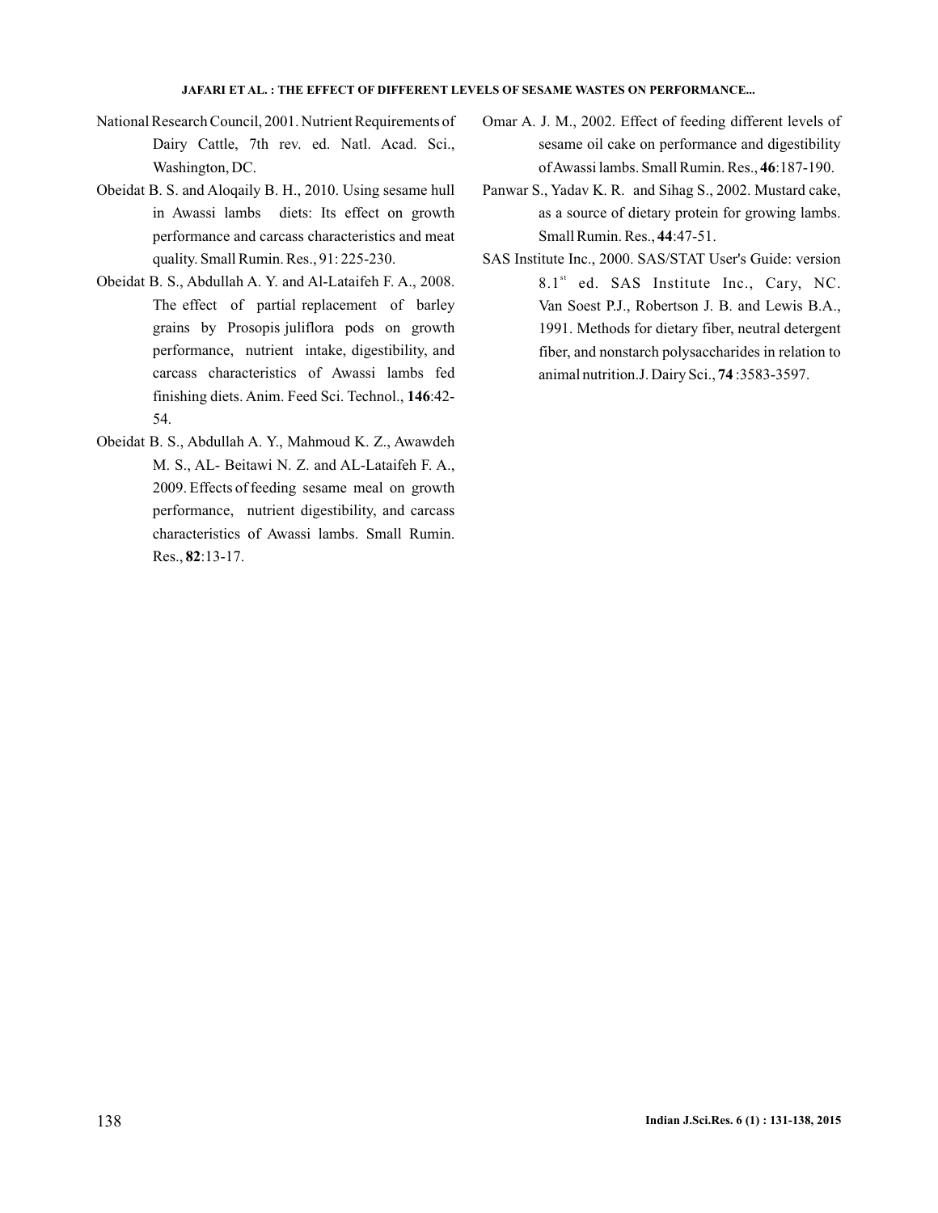National Research Council, 2001. Nutrient Requirements of Dairy Cattle, 7th rev. ed. Natl. Acad. Sci., Washington, DC.

Obeidat B. S. and Aloqaily B. H., 2010. Using sesame hull in Awassi lambs diets: Its effect on growth performance and carcass characteristics and meat quality. Small Rumin. Res., 91: 225-230.

Obeidat B. S., Abdullah A. Y. and Al-Lataifeh F. A., 2008. The effect of partial replacement of barley grains by Prosopis juliflora pods on growth performance, nutrient intake, digestibility, and carcass characteristics of Awassi lambs fed finishing diets. Anim. Feed Sci. Technol., **146**:42-54.

Obeidat B. S., Abdullah A. Y., Mahmoud K. Z., Awawdeh M. S., AL- Beitawi N. Z. and AL-Lataifeh F. A., 2009. Effects of feeding sesame meal on growth performance, nutrient digestibility, and carcass characteristics of Awassi lambs. Small Rumin. Res., **82**:13-17.

Omar A. J. M., 2002. Effect of feeding different levels of sesame oil cake on performance and digestibility of Awassi lambs. Small Rumin. Res., **46**:187-190.

Panwar S., Yadav K. R. and Sihag S., 2002. Mustard cake, as a source of dietary protein for growing lambs. Small Rumin. Res., **44**:47-51.

SAS Institute Inc., 2000. SAS/STAT User's Guide: version 8.1st ed. SAS Institute Inc., Cary, NC.

Van Soest P.J., Robertson J. B. and Lewis B.A., 1991. Methods for dietary fiber, neutral detergent fiber, and nonstarch polysaccharides in relation to animal nutrition.J. Dairy Sci., **74** :3583-3597.